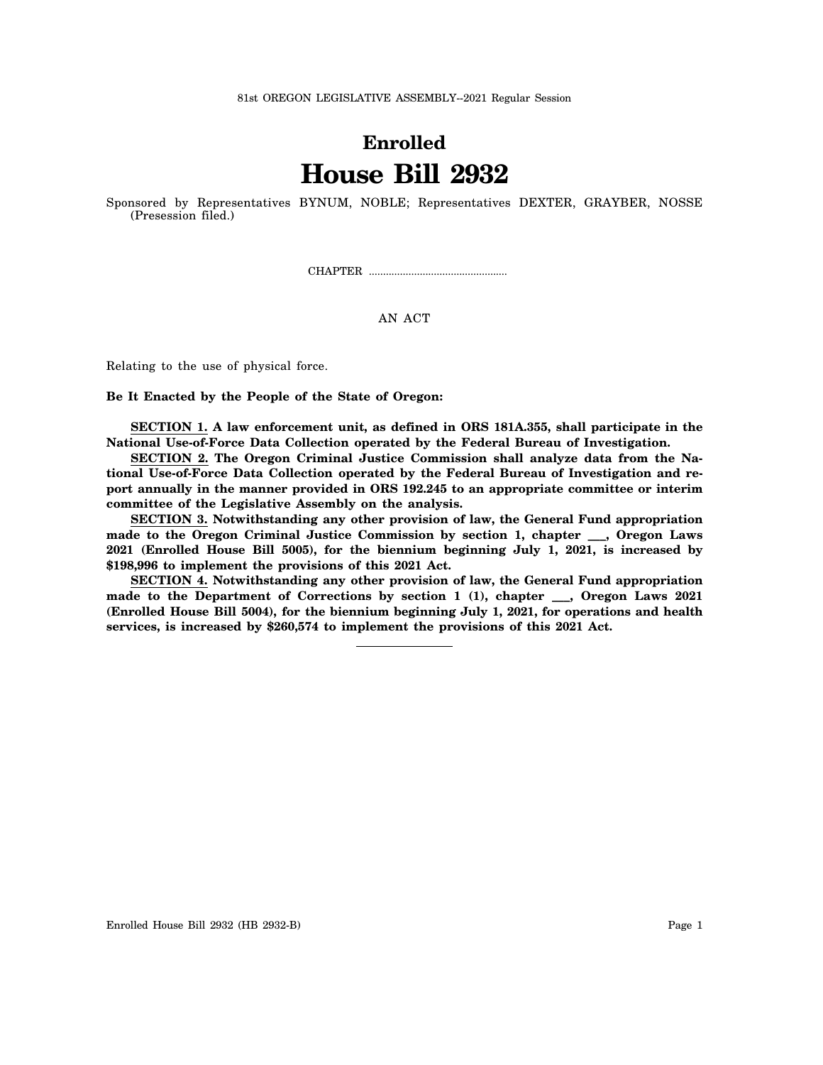81st OREGON LEGISLATIVE ASSEMBLY--2021 Regular Session

# Enrolled
# House Bill 2932

Sponsored by Representatives BYNUM, NOBLE; Representatives DEXTER, GRAYBER, NOSSE (Presession filed.)

CHAPTER .................................................

AN ACT

Relating to the use of physical force.

**Be It Enacted by the People of the State of Oregon:**

**SECTION 1. A law enforcement unit, as defined in ORS 181A.355, shall participate in the National Use-of-Force Data Collection operated by the Federal Bureau of Investigation.**

**SECTION 2. The Oregon Criminal Justice Commission shall analyze data from the National Use-of-Force Data Collection operated by the Federal Bureau of Investigation and report annually in the manner provided in ORS 192.245 to an appropriate committee or interim committee of the Legislative Assembly on the analysis.**

**SECTION 3. Notwithstanding any other provision of law, the General Fund appropriation made to the Oregon Criminal Justice Commission by section 1, chapter ___, Oregon Laws 2021 (Enrolled House Bill 5005), for the biennium beginning July 1, 2021, is increased by $198,996 to implement the provisions of this 2021 Act.**

**SECTION 4. Notwithstanding any other provision of law, the General Fund appropriation made to the Department of Corrections by section 1 (1), chapter ___, Oregon Laws 2021 (Enrolled House Bill 5004), for the biennium beginning July 1, 2021, for operations and health services, is increased by $260,574 to implement the provisions of this 2021 Act.**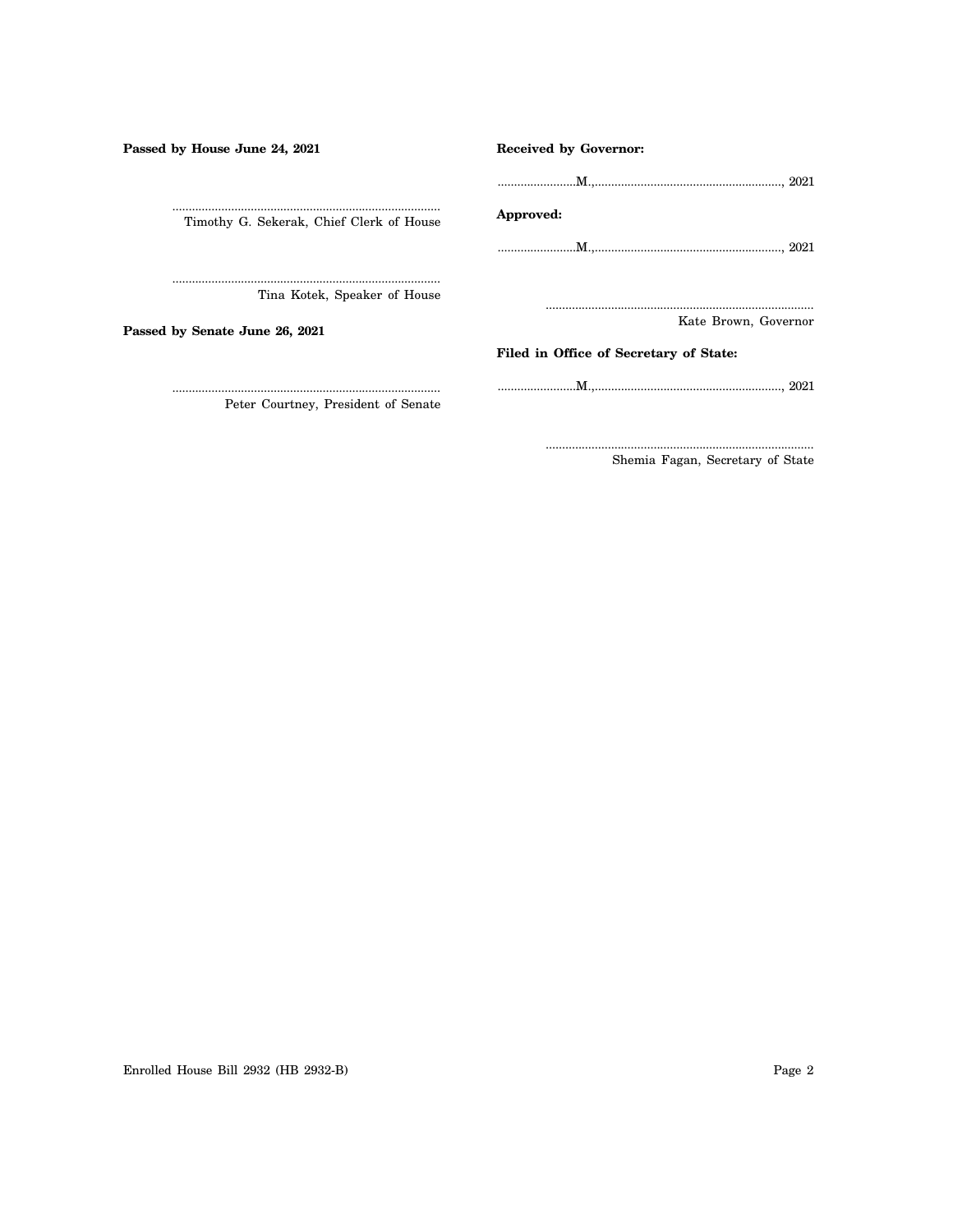**Passed by House June 24, 2021**

..................................................................................
Timothy G. Sekerak, Chief Clerk of House

..................................................................................
Tina Kotek, Speaker of House

**Passed by Senate June 26, 2021**

..................................................................................
Peter Courtney, President of Senate

**Received by Governor:**

........................M.,.........................................................., 2021

**Approved:**

........................M.,.........................................................., 2021

..................................................................................
Kate Brown, Governor

**Filed in Office of Secretary of State:**

........................M.,.........................................................., 2021

..................................................................................
Shemia Fagan, Secretary of State